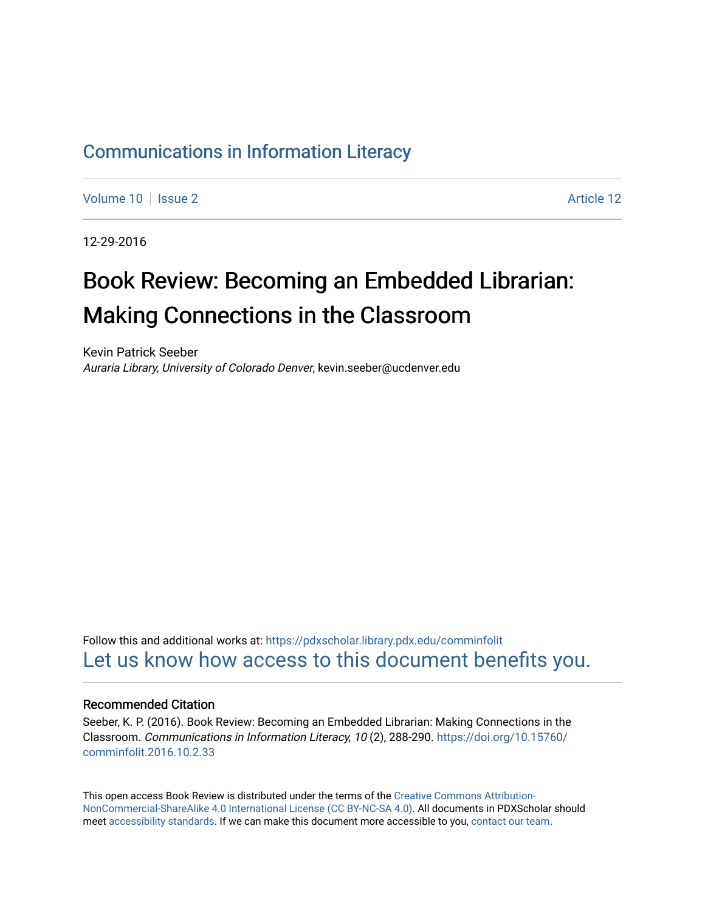# Communications in Information Literacy

Volume 10 | Issue 2 Article 12

12-29-2016

# Book Review: Becoming an Embedded Librarian: Making Connections in the Classroom

Kevin Patrick Seeber
*Auraria Library, University of Colorado Denver*, kevin.seeber@ucdenver.edu

Follow this and additional works at: https://pdxscholar.library.pdx.edu/comminfolit
Let us know how access to this document benefits you.

## Recommended Citation

Seeber, K. P. (2016). Book Review: Becoming an Embedded Librarian: Making Connections in the Classroom. *Communications in Information Literacy, 10* (2), 288-290. https://doi.org/10.15760/comminfolit.2016.10.2.33

This open access Book Review is distributed under the terms of the Creative Commons Attribution-NonCommercial-ShareAlike 4.0 International License (CC BY-NC-SA 4.0). All documents in PDXScholar should meet accessibility standards. If we can make this document more accessible to you, contact our team.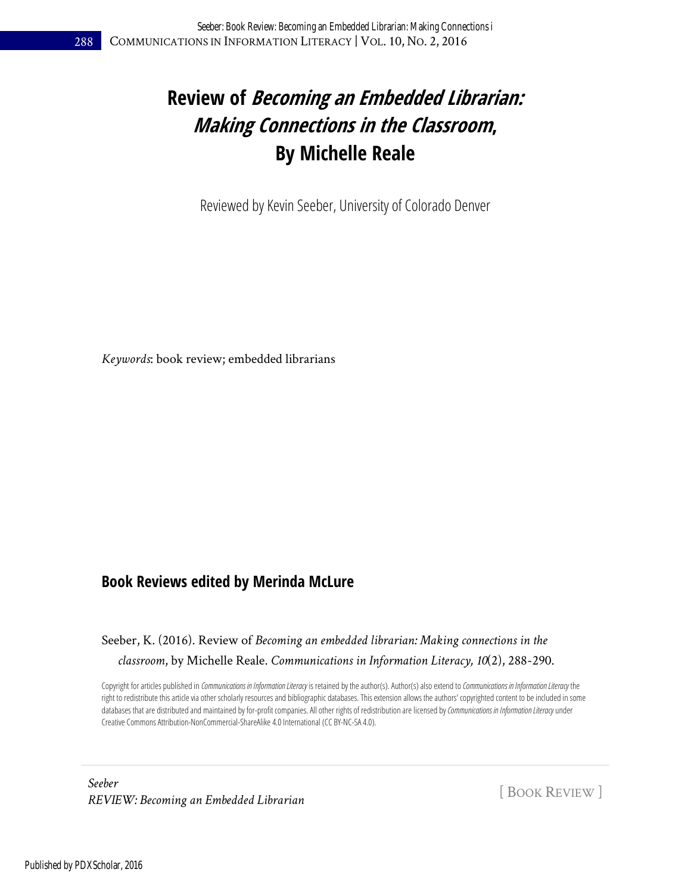# Review of *Becoming an Embedded Librarian: Making Connections in the Classroom*, By Michelle Reale

Reviewed by Kevin Seeber, University of Colorado Denver

*Keywords*: book review; embedded librarians

## Book Reviews edited by Merinda McLure

Seeber, K. (2016). Review of *Becoming an embedded librarian: Making connections in the classroom*, by Michelle Reale. *Communications in Information Literacy, 10*(2), 288-290.

Copyright for articles published in *Communications in Information Literacy* is retained by the author(s). Author(s) also extend to *Communications in Information Literacy* the right to redistribute this article via other scholarly resources and bibliographic databases. This extension allows the authors' copyrighted content to be included in some databases that are distributed and maintained by for-profit companies. All other rights of redistribution are licensed by *Communications in Information Literacy* under Creative Commons Attribution-NonCommercial-ShareAlike 4.0 International (CC BY-NC-SA 4.0).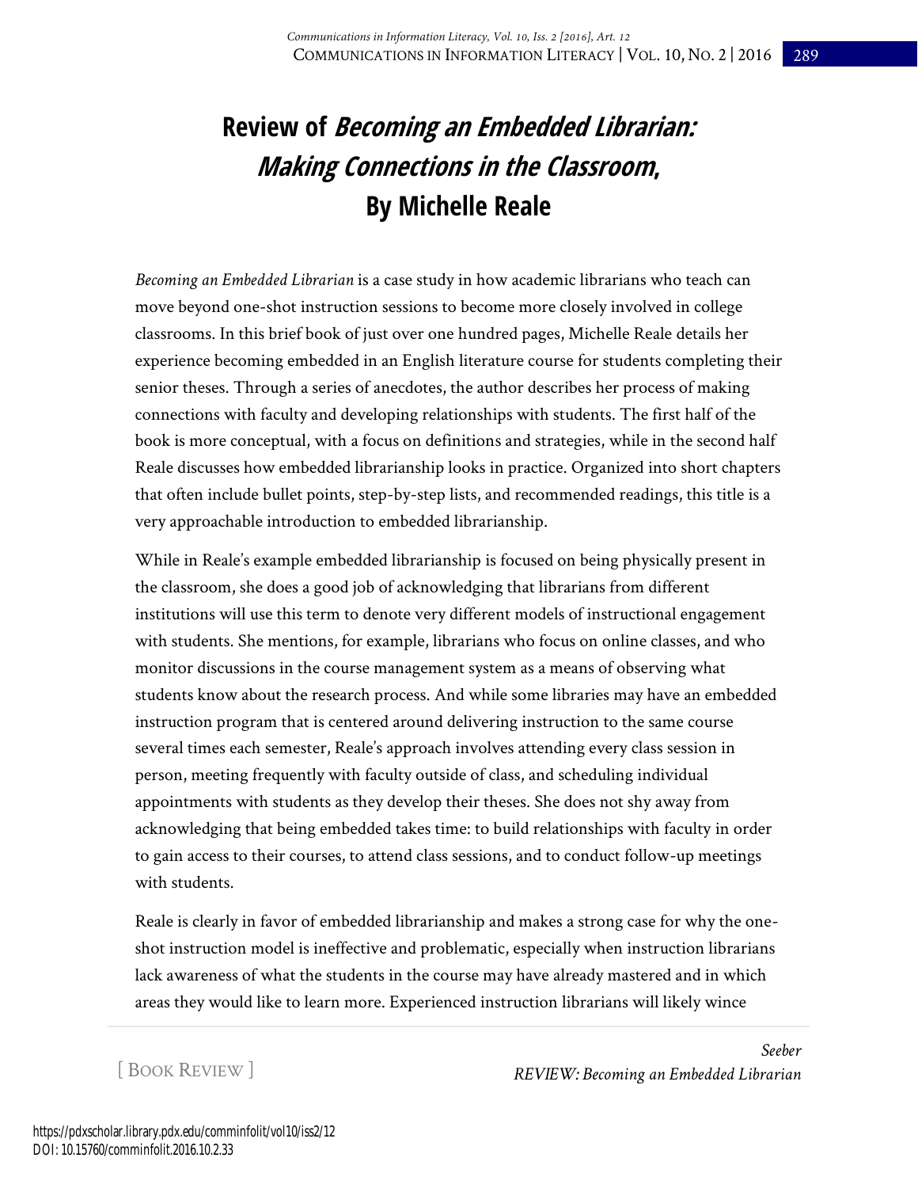# Review of *Becoming an Embedded Librarian: Making Connections in the Classroom*, By Michelle Reale

*Becoming an Embedded Librarian* is a case study in how academic librarians who teach can move beyond one-shot instruction sessions to become more closely involved in college classrooms. In this brief book of just over one hundred pages, Michelle Reale details her experience becoming embedded in an English literature course for students completing their senior theses. Through a series of anecdotes, the author describes her process of making connections with faculty and developing relationships with students. The first half of the book is more conceptual, with a focus on definitions and strategies, while in the second half Reale discusses how embedded librarianship looks in practice. Organized into short chapters that often include bullet points, step-by-step lists, and recommended readings, this title is a very approachable introduction to embedded librarianship.

While in Reale's example embedded librarianship is focused on being physically present in the classroom, she does a good job of acknowledging that librarians from different institutions will use this term to denote very different models of instructional engagement with students. She mentions, for example, librarians who focus on online classes, and who monitor discussions in the course management system as a means of observing what students know about the research process. And while some libraries may have an embedded instruction program that is centered around delivering instruction to the same course several times each semester, Reale's approach involves attending every class session in person, meeting frequently with faculty outside of class, and scheduling individual appointments with students as they develop their theses. She does not shy away from acknowledging that being embedded takes time: to build relationships with faculty in order to gain access to their courses, to attend class sessions, and to conduct follow-up meetings with students.

Reale is clearly in favor of embedded librarianship and makes a strong case for why the one-shot instruction model is ineffective and problematic, especially when instruction librarians lack awareness of what the students in the course may have already mastered and in which areas they would like to learn more. Experienced instruction librarians will likely wince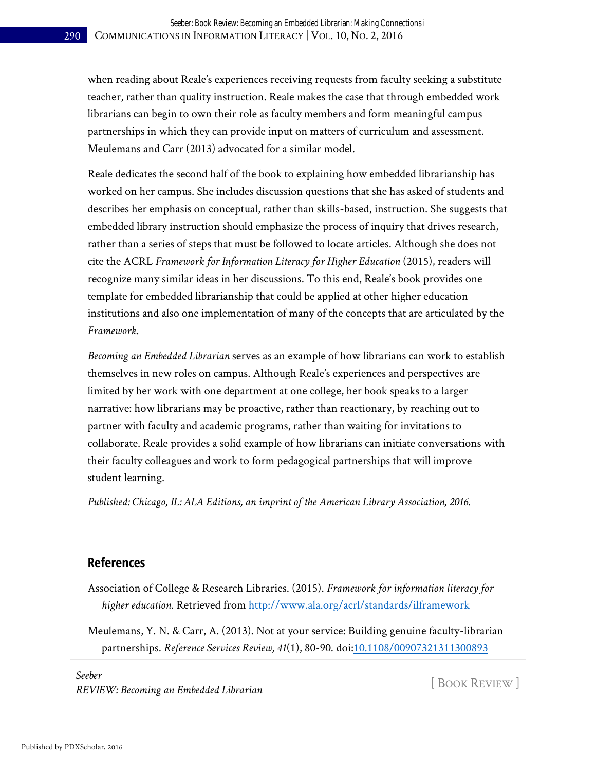when reading about Reale's experiences receiving requests from faculty seeking a substitute teacher, rather than quality instruction. Reale makes the case that through embedded work librarians can begin to own their role as faculty members and form meaningful campus partnerships in which they can provide input on matters of curriculum and assessment. Meulemans and Carr (2013) advocated for a similar model.

Reale dedicates the second half of the book to explaining how embedded librarianship has worked on her campus. She includes discussion questions that she has asked of students and describes her emphasis on conceptual, rather than skills-based, instruction. She suggests that embedded library instruction should emphasize the process of inquiry that drives research, rather than a series of steps that must be followed to locate articles. Although she does not cite the ACRL *Framework for Information Literacy for Higher Education* (2015), readers will recognize many similar ideas in her discussions. To this end, Reale's book provides one template for embedded librarianship that could be applied at other higher education institutions and also one implementation of many of the concepts that are articulated by the *Framework*.

*Becoming an Embedded Librarian* serves as an example of how librarians can work to establish themselves in new roles on campus. Although Reale's experiences and perspectives are limited by her work with one department at one college, her book speaks to a larger narrative: how librarians may be proactive, rather than reactionary, by reaching out to partner with faculty and academic programs, rather than waiting for invitations to collaborate. Reale provides a solid example of how librarians can initiate conversations with their faculty colleagues and work to form pedagogical partnerships that will improve student learning.

*Published: Chicago, IL: ALA Editions, an imprint of the American Library Association, 2016.*

## References

Association of College & Research Libraries. (2015). *Framework for information literacy for higher education*. Retrieved from http://www.ala.org/acrl/standards/ilframework

Meulemans, Y. N. & Carr, A. (2013). Not at your service: Building genuine faculty-librarian partnerships. *Reference Services Review, 41*(1), 80-90. doi:10.1108/00907321311300893